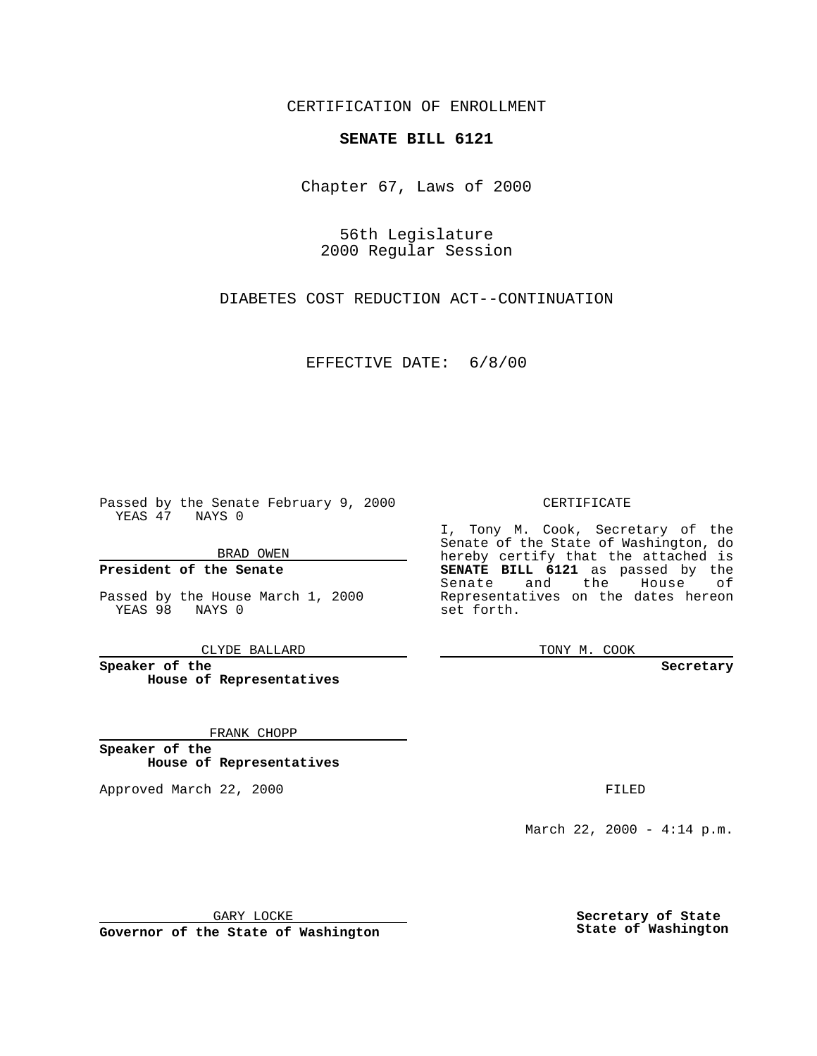CERTIFICATION OF ENROLLMENT

**SENATE BILL 6121**

Chapter 67, Laws of 2000

56th Legislature
2000 Regular Session

DIABETES COST REDUCTION ACT--CONTINUATION

EFFECTIVE DATE: 6/8/00

Passed by the Senate February 9, 2000
YEAS 47 NAYS 0

BRAD OWEN

**President of the Senate**

Passed by the House March 1, 2000
YEAS 98 NAYS 0

CLYDE BALLARD

**Speaker of the House of Representatives**

FRANK CHOPP

**Speaker of the House of Representatives**

Approved March 22, 2000

GARY LOCKE

**Governor of the State of Washington**

CERTIFICATE

I, Tony M. Cook, Secretary of the Senate of the State of Washington, do hereby certify that the attached is **SENATE BILL 6121** as passed by the Senate and the House of Representatives on the dates hereon set forth.

TONY M. COOK

**Secretary**

FILED

March 22, 2000 - 4:14 p.m.

**Secretary of State**
**State of Washington**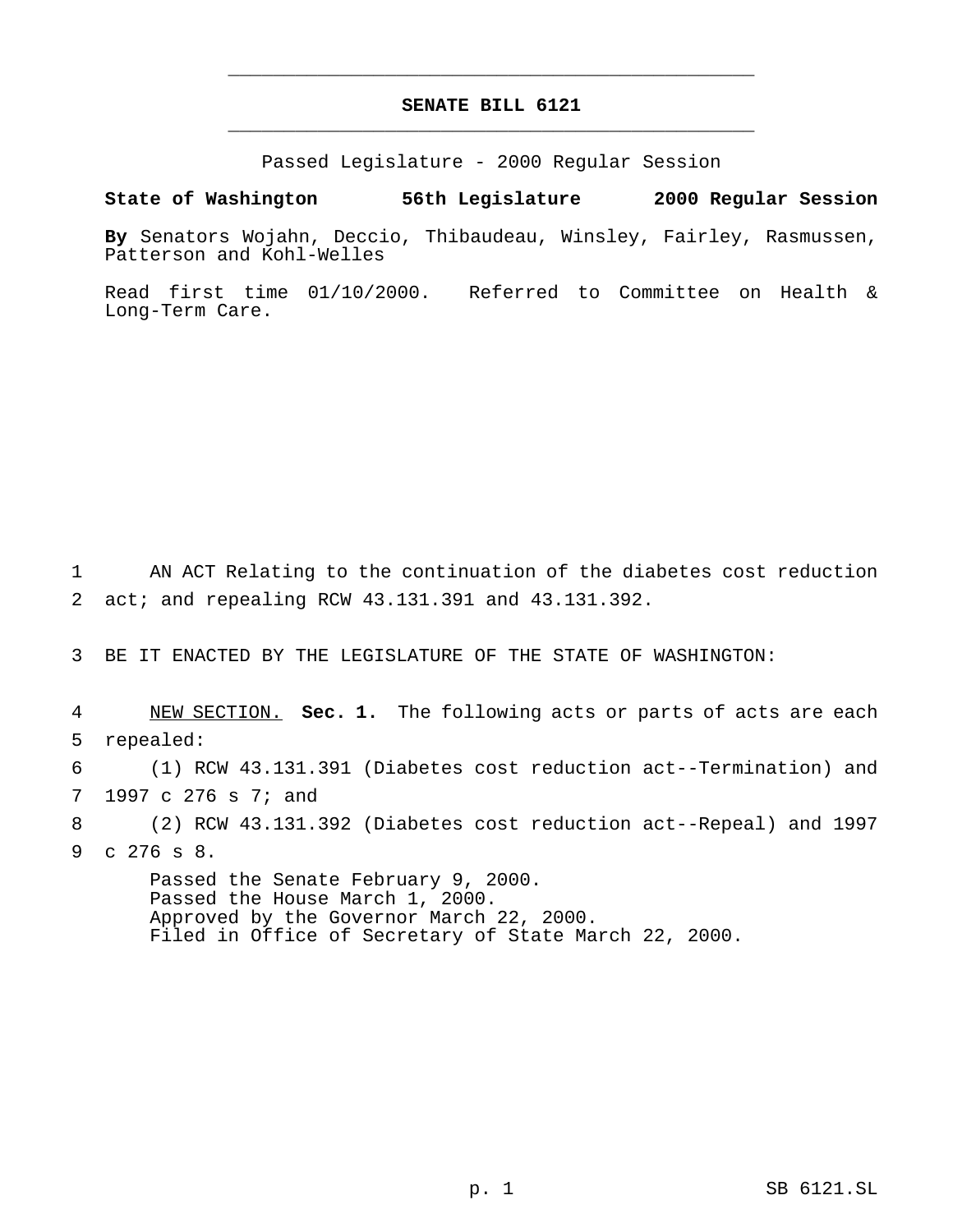# SENATE BILL 6121

Passed Legislature - 2000 Regular Session

**State of Washington 56th Legislature 2000 Regular Session**

**By** Senators Wojahn, Deccio, Thibaudeau, Winsley, Fairley, Rasmussen, Patterson and Kohl-Welles

Read first time 01/10/2000. Referred to Committee on Health & Long-Term Care.

AN ACT Relating to the continuation of the diabetes cost reduction act; and repealing RCW 43.131.391 and 43.131.392.

BE IT ENACTED BY THE LEGISLATURE OF THE STATE OF WASHINGTON:

NEW SECTION. **Sec. 1.** The following acts or parts of acts are each repealed:

(1) RCW 43.131.391 (Diabetes cost reduction act--Termination) and 1997 c 276 s 7; and

(2) RCW 43.131.392 (Diabetes cost reduction act--Repeal) and 1997 c 276 s 8.

Passed the Senate February 9, 2000.
Passed the House March 1, 2000.
Approved by the Governor March 22, 2000.
Filed in Office of Secretary of State March 22, 2000.